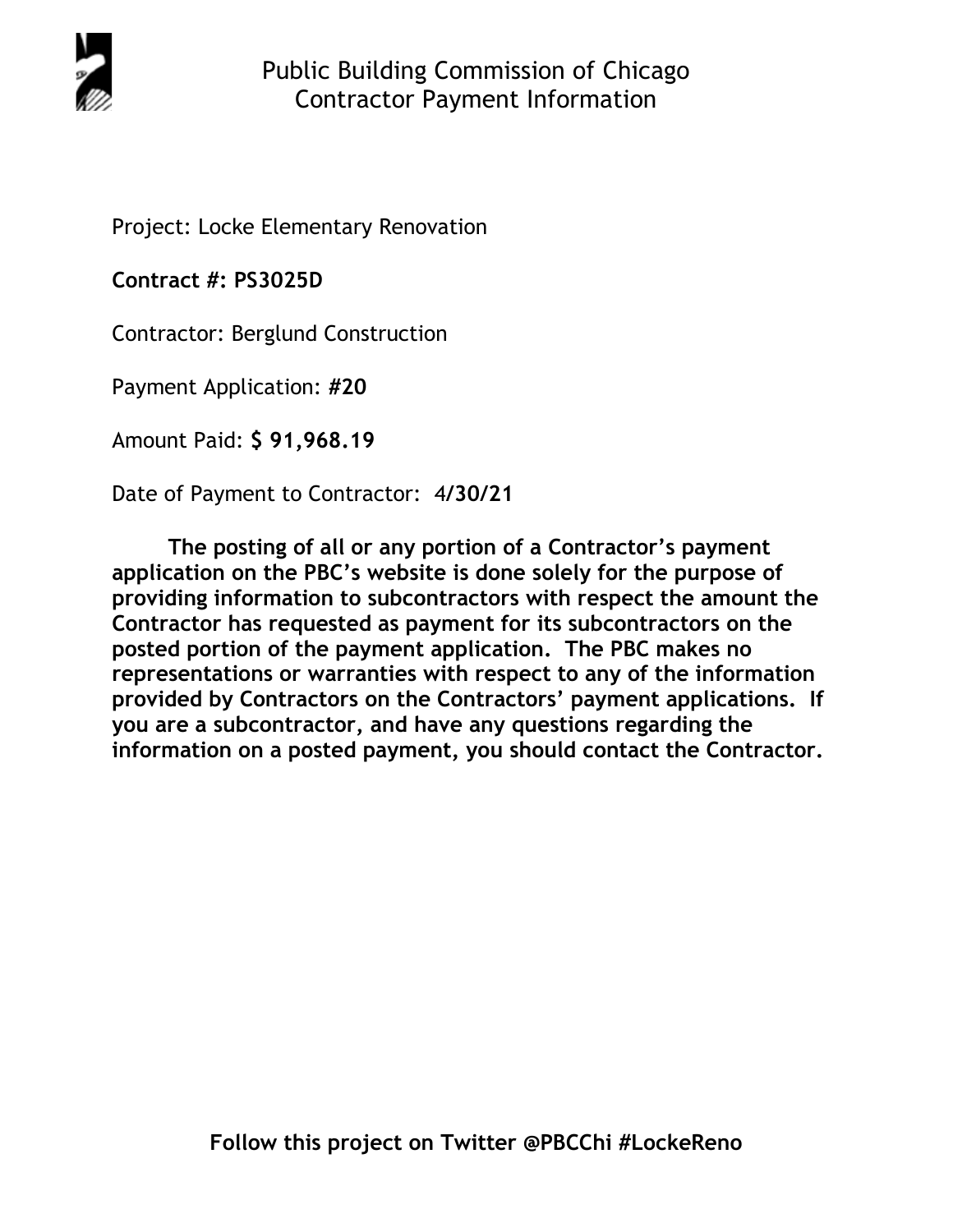# Public Building Commission of Chicago
## Contractor Payment Information

Project: Locke Elementary Renovation

**Contract #: PS3025D**

Contractor: Berglund Construction

Payment Application: **#20**

Amount Paid: **$ 91,968.19**

Date of Payment to Contractor: 4**/30/21**

**The posting of all or any portion of a Contractor's payment application on the PBC's website is done solely for the purpose of providing information to subcontractors with respect the amount the Contractor has requested as payment for its subcontractors on the posted portion of the payment application. The PBC makes no representations or warranties with respect to any of the information provided by Contractors on the Contractors' payment applications. If you are a subcontractor, and have any questions regarding the information on a posted payment, you should contact the Contractor.**

**Follow this project on Twitter @PBCChi #LockeReno**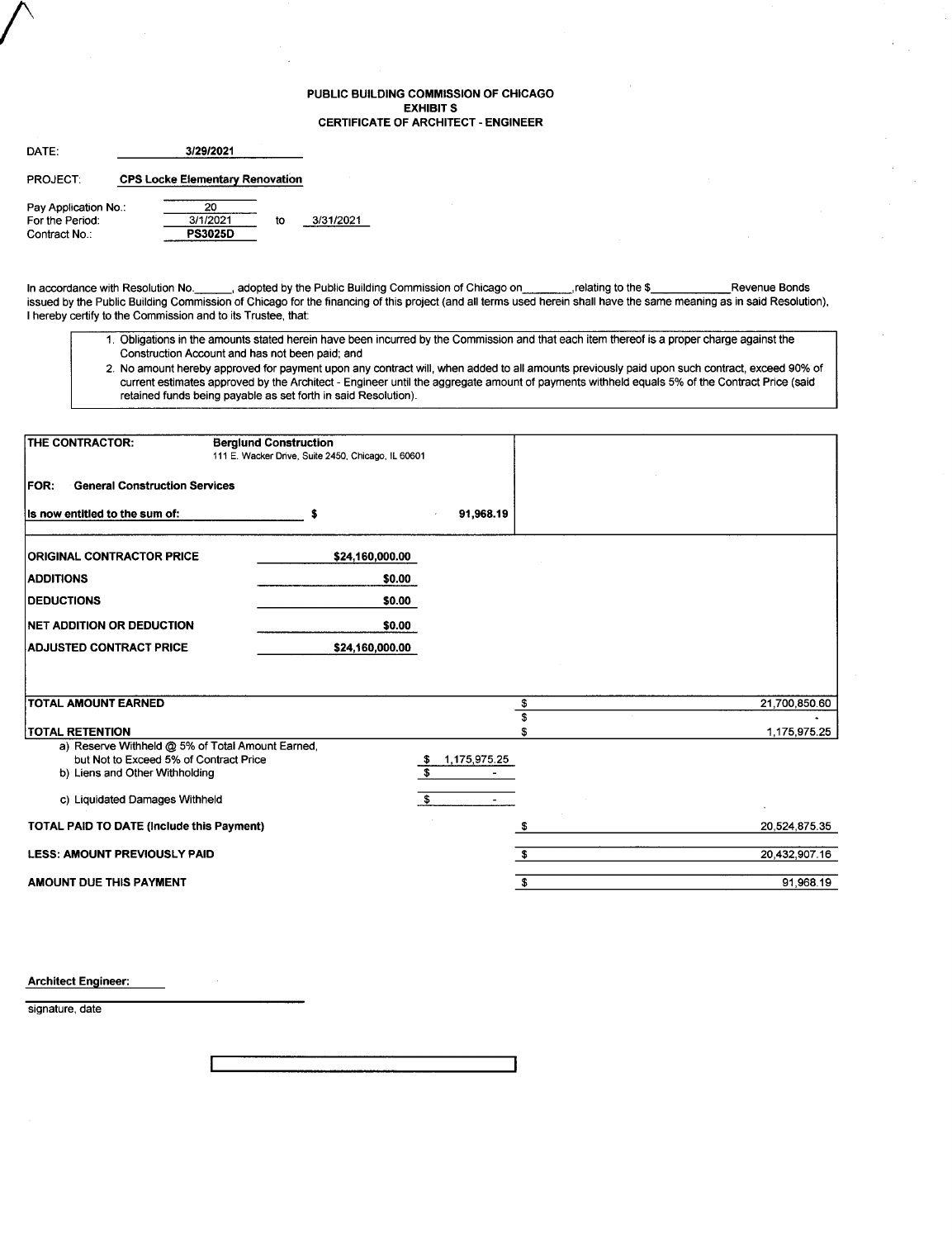# PUBLIC BUILDING COMMISSION OF CHICAGO
## EXHIBIT S
## CERTIFICATE OF ARCHITECT - ENGINEER

DATE: **3/29/2021**

PROJECT: **CPS Locke Elementary Renovation**

Pay Application No.: 20
For the Period: 3/1/2021 to 3/31/2021
Contract No.: **PS3025D**

In accordance with Resolution No.______, adopted by the Public Building Commission of Chicago on________,relating to the $____________Revenue Bonds issued by the Public Building Commission of Chicago for the financing of this project (and all terms used herein shall have the same meaning as in said Resolution), I hereby certify to the Commission and to its Trustee, that:

1. Obligations in the amounts stated herein have been incurred by the Commission and that each item thereof is a proper charge against the Construction Account and has not been paid; and
2. No amount hereby approved for payment upon any contract will, when added to all amounts previously paid upon such contract, exceed 90% of current estimates approved by the Architect - Engineer until the aggregate amount of payments withheld equals 5% of the Contract Price (said retained funds being payable as set forth in said Resolution).

**THE CONTRACTOR:** **Berglund Construction**
111 E. Wacker Drive, Suite 2450, Chicago, IL 60601

**FOR: General Construction Services**

**Is now entitled to the sum of:** $ 91,968.19

| | |
|---|---|
| **ORIGINAL CONTRACTOR PRICE** | $24,160,000.00 |
| **ADDITIONS** | $0.00 |
| **DEDUCTIONS** | $0.00 |
| **NET ADDITION OR DEDUCTION** | $0.00 |
| **ADJUSTED CONTRACT PRICE** | $24,160,000.00 |

| | | |
|---|---|---|
| **TOTAL AMOUNT EARNED** | | $ 21,700,850.60 |
| | | $ - |
| **TOTAL RETENTION** | | $ 1,175,975.25 |
| a) Reserve Withheld @ 5% of Total Amount Earned, but Not to Exceed 5% of Contract Price | $ 1,175,975.25 | |
| b) Liens and Other Withholding | $ - | |
| c) Liquidated Damages Withheld | $ - | |
| **TOTAL PAID TO DATE (Include this Payment)** | | $ 20,524,875.35 |
| **LESS: AMOUNT PREVIOUSLY PAID** | | $ 20,432,907.16 |
| **AMOUNT DUE THIS PAYMENT** | | $ 91,968.19 |

**Architect Engineer:**

signature, date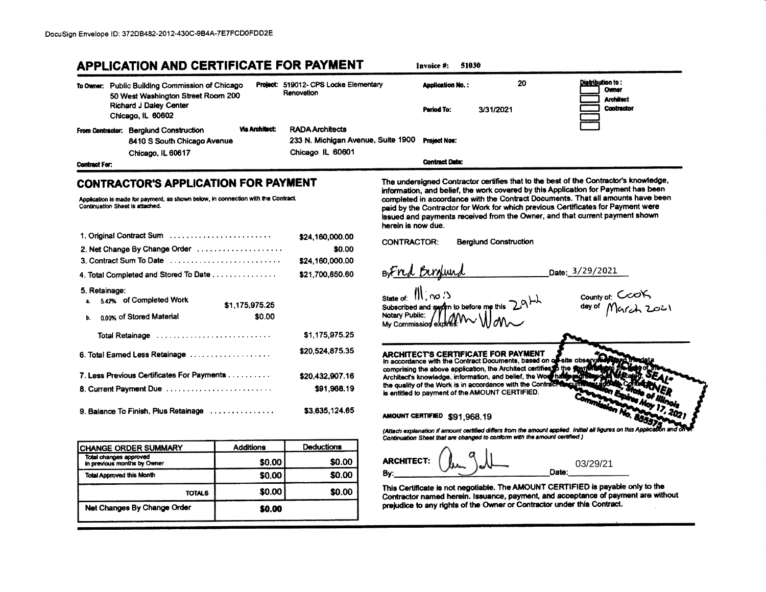DocuSign Envelope ID: 372DB482-2012-430C-9B4A-7E7FCD0FDD2E

# APPLICATION AND CERTIFICATE FOR PAYMENT

**Invoice #:** 51030

**To Owner:** Public Building Commission of Chicago
50 West Washington Street Room 200
Richard J Daley Center
Chicago, IL 60602

**Project:** 519012- CPS Locke Elementary Renovation

**Application No.:** 20

**Period To:** 3/31/2021

**Distribution to:**
- [ ] Owner
- [ ] Architect
- [ ] Contractor
- [ ]
- [ ]

**From Contractor:** Berglund Construction
8410 S South Chicago Avenue
Chicago, IL 60617

**Via Architect:** RADA Architects
233 N. Michigan Avenue, Suite 1900
Chicago IL 60601

**Project Nos:**

**Contract For:**

**Contract Date:**

## CONTRACTOR'S APPLICATION FOR PAYMENT

Application is made for payment, as shown below, in connection with the Contract.
Continuation Sheet is attached.

| | | |
|---|---|---|
| 1. Original Contract Sum | | $24,160,000.00 |
| 2. Net Change By Change Order | | $0.00 |
| 3. Contract Sum To Date | | $24,160,000.00 |
| 4. Total Completed and Stored To Date | | $21,700,850.60 |
| 5. Retainage: | | |
| a. 5.42% of Completed Work | $1,175,975.25 | |
| b. 0.00% of Stored Material | $0.00 | |
| Total Retainage | | $1,175,975.25 |
| 6. Total Earned Less Retainage | | $20,524,875.35 |
| 7. Less Previous Certificates For Payments | | $20,432,907.16 |
| 8. Current Payment Due | | $91,968.19 |
| 9. Balance To Finish, Plus Retainage | | $3,635,124.65 |

| CHANGE ORDER SUMMARY | Additions | Deductions |
|---|---|---|
| Total changes approved in previous months by Owner | $0.00 | $0.00 |
| Total Approved this Month | $0.00 | $0.00 |
| TOTALS | $0.00 | $0.00 |
| Net Changes By Change Order | $0.00 | |

The undersigned Contractor certifies that to the best of the Contractor's knowledge, information, and belief, the work covered by this Application for Payment has been completed in accordance with the Contract Documents. That all amounts have been paid by the Contractor for Work for which previous Certificates for Payment were issued and payments received from the Owner, and that current payment shown herein is now due.

CONTRACTOR: Berglund Construction

By: Fred Berglund Date: 3/29/2021

State of: Illinois County of: Cook
Subscribed and sworn to before me this 29th day of March 2021
Notary Public: [signature]
My Commission expires:

"OFFICIAL SEAL" ... WARNER, Notary Public, State of Illinois, Commission Expires May 17, 2021, Commission No. 855575

## ARCHITECT'S CERTIFICATE FOR PAYMENT

In accordance with the Contract Documents, based on on-site observations and the data comprising the above application, the Architect certifies to the Owner that to the best of the Architect's knowledge, information, and belief, the Work has progressed as indicated, the quality of the Work is in accordance with the Contract Documents, and the Contractor is entitled to payment of the AMOUNT CERTIFIED.

**AMOUNT CERTIFIED** $91,968.19

*(Attach explanation if amount certified differs from the amount applied. Initial all figures on this Application and on the Continuation Sheet that are changed to conform with the amount certified.)*

**ARCHITECT:** [signature]

By: Date: 03/29/21

This Certificate is not negotiable. The AMOUNT CERTIFIED is payable only to the Contractor named herein. Issuance, payment, and acceptance of payment are without prejudice to any rights of the Owner or Contractor under this Contract.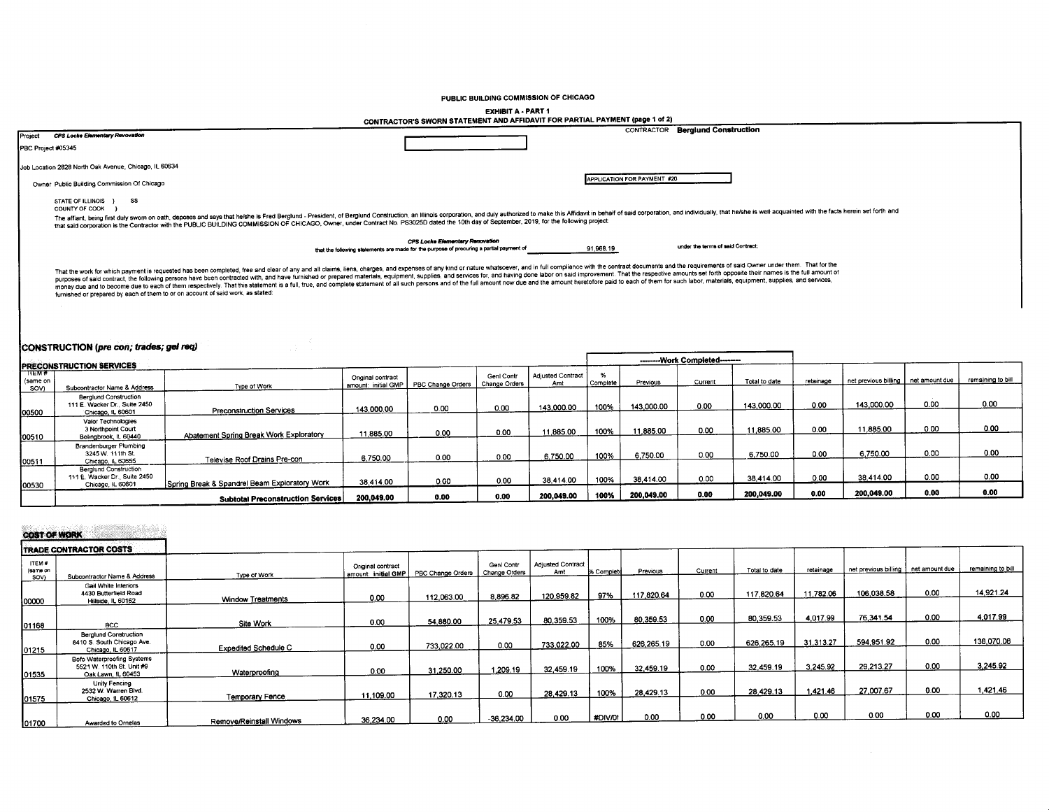PUBLIC BUILDING COMMISSION OF CHICAGO

EXHIBIT A - PART 1

CONTRACTOR'S SWORN STATEMENT AND AFFIDAVIT FOR PARTIAL PAYMENT (page 1 of 2)

Project *CPS Locke Elementary Renovation*

PBC Project #05345

CONTRACTOR **Berglund Construction**

Job Location 2828 North Oak Avenue, Chicago, IL 60634

Owner Public Building Commission Of Chicago

APPLICATION FOR PAYMENT #20

STATE OF ILLINOIS ) SS
COUNTY OF COOK )

The affiant, being first duly sworn on oath, deposes and says that he/she is Fred Berglund - President, of Berglund Construction, an Illinois corporation, and duly authorized to make this Affidavit in behalf of said corporation, and individually; that he/she is well acquainted with the facts herein set forth and that said corporation is the Contractor with the PUBLIC BUILDING COMMISSION OF CHICAGO, Owner, under Contract No. PS3025D dated the 10th day of September, 2019, for the following project:

*CPS Locke Elementary Renovation*

that the following statements are made for the purpose of procuring a partial payment of 91,968.19 under the terms of said Contract;

That the work for which payment is requested has been completed, free and clear of any and all claims, liens, charges, and expenses of any kind or nature whatsoever, and in full compliance with the contract documents and the requirements of said Owner under them. That for the purposes of said contract, the following persons have been contracted with, and have furnished or prepared materials, equipment, supplies, and services for, and having done labor on said improvement. That the respective amounts set forth opposite their names is the full amount of money due and to become due to each of them respectively. That this statement is a full, true, and complete statement of all such persons and of the full amount now due and the amount heretofore paid to each of them for such labor, materials, equipment, supplies, and services, furnished or prepared by each of them to or on account of said work, as stated:

## CONSTRUCTION (*pre con; trades; gel req*)

### PRECONSTRUCTION SERVICES

| ITEM # (same on SOV) | Subcontractor Name & Address | Type of Work | Original contract amount: initial GMP | PBC Change Orders | Genl Contr Change Orders | Adjusted Contract Amt | % Complete | --------Work Completed-------- Previous | Current | Total to date | retainage | net previous billing | net amount due | remaining to bill |
|---|---|---|---|---|---|---|---|---|---|---|---|---|---|---|
| 00500 | Berglund Construction 111 E. Wacker Dr., Suite 2450 Chicago, IL 60601 | Preconstruction Services | 143,000.00 | 0.00 | 0.00 | 143,000.00 | 100% | 143,000.00 | 0.00 | 143,000.00 | 0.00 | 143,000.00 | 0.00 | 0.00 |
| 00510 | Valor Technologies 3 Northpoint Court Bolingbrook, IL 60440 | Abatement Spring Break Work Exploratory | 11,885.00 | 0.00 | 0.00 | 11,885.00 | 100% | 11,885.00 | 0.00 | 11,885.00 | 0.00 | 11,885.00 | 0.00 | 0.00 |
| 00511 | Brandenburger Plumbing 3245 W. 111th St. Chicago, IL 60655 | Televise Roof Drains Pre-con | 6,750.00 | 0.00 | 0.00 | 6,750.00 | 100% | 6,750.00 | 0.00 | 6,750.00 | 0.00 | 6,750.00 | 0.00 | 0.00 |
| 00530 | Berglund Construction 111 E. Wacker Dr., Suite 2450 Chicago, IL 60601 | Spring Break & Spandrel Beam Exploratory Work | 38,414.00 | 0.00 | 0.00 | 38,414.00 | 100% | 38,414.00 | 0.00 | 38,414.00 | 0.00 | 38,414.00 | 0.00 | 0.00 |
| | | **Subtotal Preconstruction Services** | **200,049.00** | **0.00** | **0.00** | **200,049.00** | **100%** | **200,049.00** | **0.00** | **200,049.00** | **0.00** | **200,049.00** | **0.00** | **0.00** |

## COST OF WORK

### TRADE CONTRACTOR COSTS

| ITEM # (same on SOV) | Subcontractor Name & Address | Type of Work | Original contract amount: initial GMP | PBC Change Orders | Genl Contr Change Orders | Adjusted Contract Amt | % Complete | Previous | Current | Total to date | retainage | net previous billing | net amount due | remaining to bill |
|---|---|---|---|---|---|---|---|---|---|---|---|---|---|---|
| 00000 | Gail White Interiors 4430 Butterfield Road Hillside, IL 60162 | Window Treatments | 0.00 | 112,063.00 | 8,896.82 | 120,959.82 | 97% | 117,820.64 | 0.00 | 117,820.64 | 11,782.06 | 106,038.58 | 0.00 | 14,921.24 |
| 01168 | BCC | Site Work | 0.00 | 54,880.00 | 25,479.53 | 80,359.53 | 100% | 80,359.53 | 0.00 | 80,359.53 | 4,017.99 | 76,341.54 | 0.00 | 4,017.99 |
| 01215 | Berglund Construction 8410 S. South Chicago Ave. Chicago, IL 60617 | Expedited Schedule C | 0.00 | 733,022.00 | 0.00 | 733,022.00 | 85% | 626,265.19 | 0.00 | 626,265.19 | 31,313.27 | 594,951.92 | 0.00 | 138,070.08 |
| 01535 | Bofo Waterproofing Systems 5521 W. 110th St. Unit #9 Oak Lawn, IL 60453 | Waterproofing | 0.00 | 31,250.00 | 1,209.19 | 32,459.19 | 100% | 32,459.19 | 0.00 | 32,459.19 | 3,245.92 | 29,213.27 | 0.00 | 3,245.92 |
| 01575 | Unity Fencing 2532 W. Warren Blvd. Chicago, IL 60612 | Temporary Fence | 11,109.00 | 17,320.13 | 0.00 | 28,429.13 | 100% | 28,429.13 | 0.00 | 28,429.13 | 1,421.46 | 27,007.67 | 0.00 | 1,421.46 |
| 01700 | Awarded to Ornelas | Remove/Reinstall Windows | 36,234.00 | 0.00 | -36,234.00 | 0.00 | #DIV/0! | 0.00 | 0.00 | 0.00 | 0.00 | 0.00 | 0.00 | 0.00 |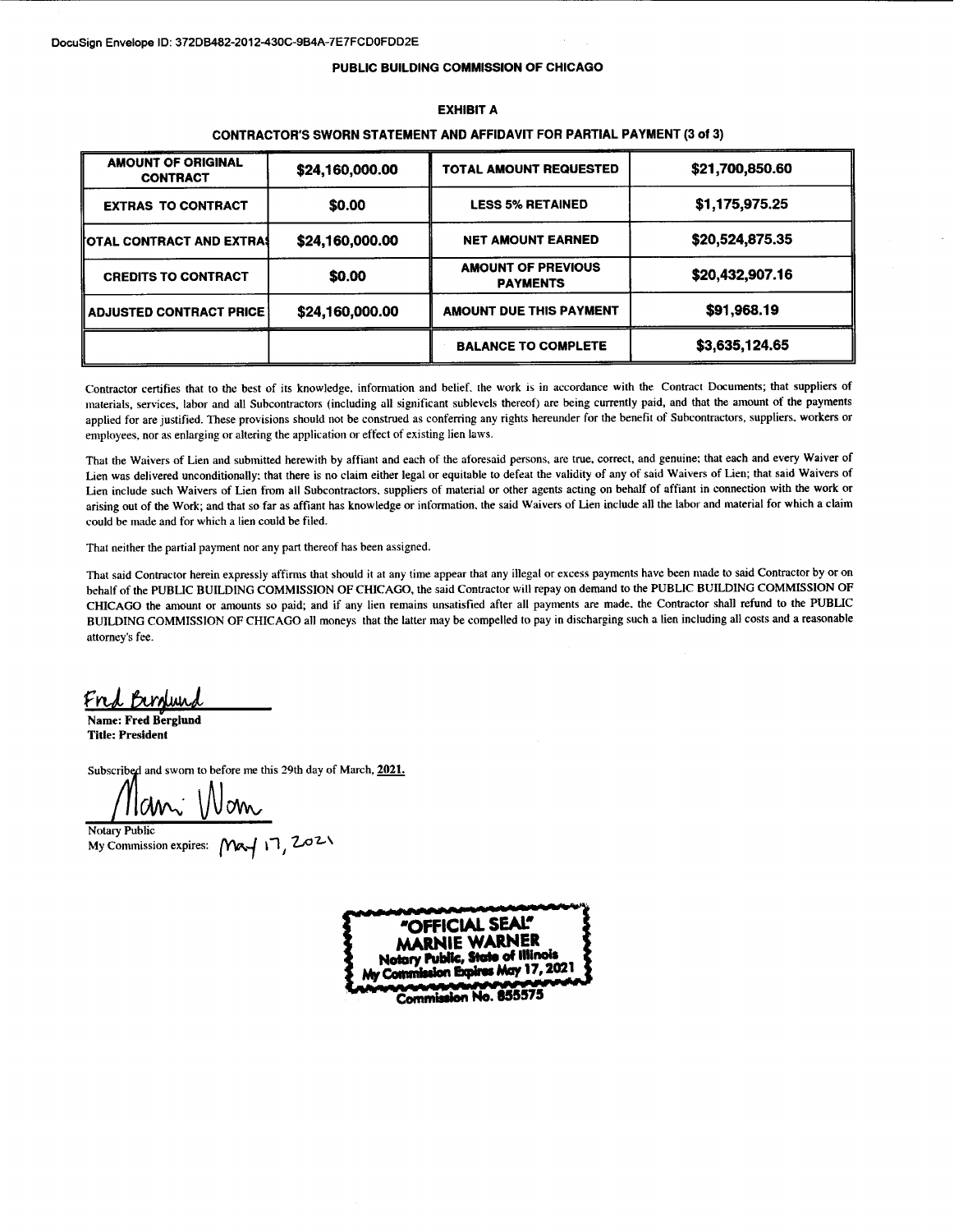DocuSign Envelope ID: 372DB482-2012-430C-9B4A-7E7FCD0FDD2E

**PUBLIC BUILDING COMMISSION OF CHICAGO**

**EXHIBIT A**

**CONTRACTOR'S SWORN STATEMENT AND AFFIDAVIT FOR PARTIAL PAYMENT (3 of 3)**

| | | | |
|---|---|---|---|
| **AMOUNT OF ORIGINAL CONTRACT** | **$24,160,000.00** | **TOTAL AMOUNT REQUESTED** | **$21,700,850.60** |
| **EXTRAS TO CONTRACT** | **$0.00** | **LESS 5% RETAINED** | **$1,175,975.25** |
| **TOTAL CONTRACT AND EXTRAS** | **$24,160,000.00** | **NET AMOUNT EARNED** | **$20,524,875.35** |
| **CREDITS TO CONTRACT** | **$0.00** | **AMOUNT OF PREVIOUS PAYMENTS** | **$20,432,907.16** |
| **ADJUSTED CONTRACT PRICE** | **$24,160,000.00** | **AMOUNT DUE THIS PAYMENT** | **$91,968.19** |
| | | **BALANCE TO COMPLETE** | **$3,635,124.65** |

Contractor certifies that to the best of its knowledge, information and belief, the work is in accordance with the Contract Documents; that suppliers of materials, services, labor and all Subcontractors (including all significant sublevels thereof) are being currently paid, and that the amount of the payments applied for are justified. These provisions should not be construed as conferring any rights hereunder for the benefit of Subcontractors, suppliers, workers or employees, nor as enlarging or altering the application or effect of existing lien laws.

That the Waivers of Lien and submitted herewith by affiant and each of the aforesaid persons, are true, correct, and genuine; that each and every Waiver of Lien was delivered unconditionally; that there is no claim either legal or equitable to defeat the validity of any of said Waivers of Lien; that said Waivers of Lien include such Waivers of Lien from all Subcontractors, suppliers of material or other agents acting on behalf of affiant in connection with the work or arising out of the Work; and that so far as affiant has knowledge or information, the said Waivers of Lien include all the labor and material for which a claim could be made and for which a lien could be filed.

That neither the partial payment nor any part thereof has been assigned.

That said Contractor herein expressly affirms that should it at any time appear that any illegal or excess payments have been made to said Contractor by or on behalf of the PUBLIC BUILDING COMMISSION OF CHICAGO, the said Contractor will repay on demand to the PUBLIC BUILDING COMMISSION OF CHICAGO the amount or amounts so paid; and if any lien remains unsatisfied after all payments are made, the Contractor shall refund to the PUBLIC BUILDING COMMISSION OF CHICAGO all moneys that the latter may be compelled to pay in discharging such a lien including all costs and a reasonable attorney's fee.

Fred Berglund

**Name: Fred Berglund**
**Title: President**

Subscribed and sworn to before me this 29th day of March, **2021.**

Marni Warner

Notary Public
My Commission expires: May 17, 2021

"OFFICIAL SEAL"
MARNIE WARNER
Notary Public, State of Illinois
My Commission Expires May 17, 2021
Commission No. 855575